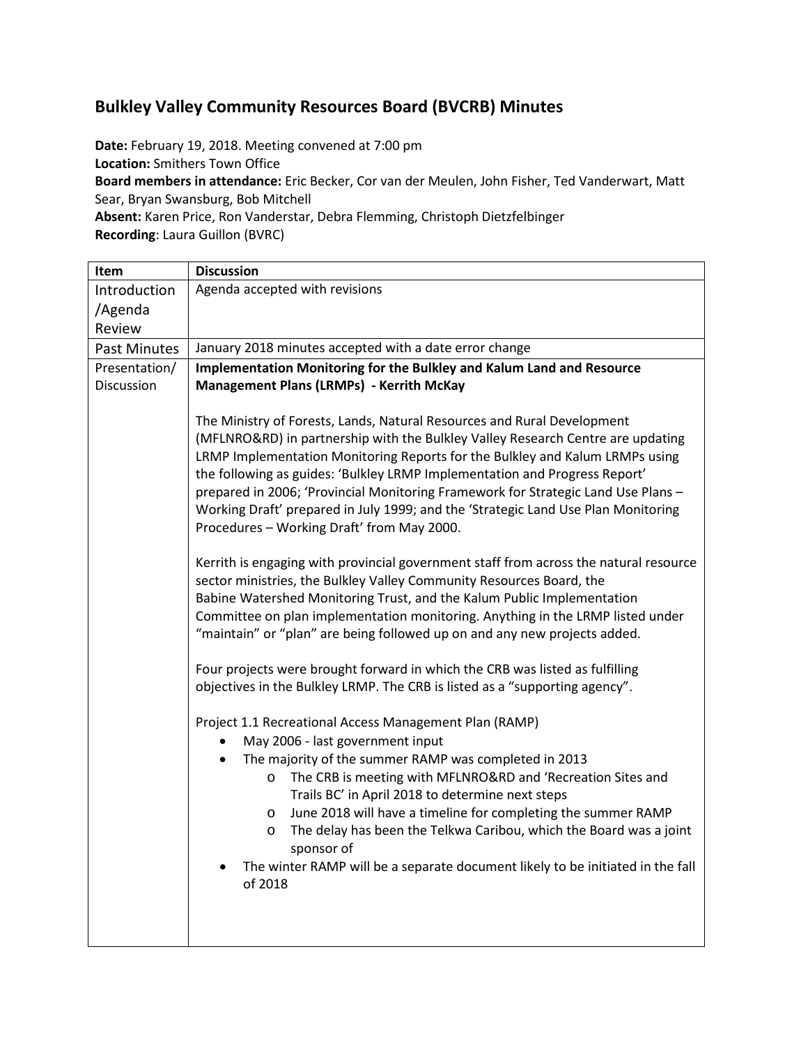## Bulkley Valley Community Resources Board (BVCRB) Minutes

**Date:** February 19, 2018. Meeting convened at 7:00 pm
**Location:** Smithers Town Office
**Board members in attendance:** Eric Becker, Cor van der Meulen, John Fisher, Ted Vanderwart, Matt Sear, Bryan Swansburg, Bob Mitchell
**Absent:** Karen Price, Ron Vanderstar, Debra Flemming, Christoph Dietzfelbinger
**Recording**: Laura Guillon (BVRC)

| Item | Discussion |
|---|---|
| Introduction /Agenda Review | Agenda accepted with revisions |
| Past Minutes | January 2018 minutes accepted with a date error change |
| Presentation/ Discussion | **Implementation Monitoring for the Bulkley and Kalum Land and Resource Management Plans (LRMPs) - Kerrith McKay**<br><br>The Ministry of Forests, Lands, Natural Resources and Rural Development (MFLNRO&RD) in partnership with the Bulkley Valley Research Centre are updating LRMP Implementation Monitoring Reports for the Bulkley and Kalum LRMPs using the following as guides: 'Bulkley LRMP Implementation and Progress Report' prepared in 2006; 'Provincial Monitoring Framework for Strategic Land Use Plans – Working Draft' prepared in July 1999; and the 'Strategic Land Use Plan Monitoring Procedures – Working Draft' from May 2000.<br><br>Kerrith is engaging with provincial government staff from across the natural resource sector ministries, the Bulkley Valley Community Resources Board, the Babine Watershed Monitoring Trust, and the Kalum Public Implementation Committee on plan implementation monitoring. Anything in the LRMP listed under "maintain" or "plan" are being followed up on and any new projects added.<br><br>Four projects were brought forward in which the CRB was listed as fulfilling objectives in the Bulkley LRMP. The CRB is listed as a "supporting agency".<br><br>Project 1.1 Recreational Access Management Plan (RAMP)<br>• May 2006 - last government input<br>• The majority of the summer RAMP was completed in 2013<br>  o The CRB is meeting with MFLNRO&RD and 'Recreation Sites and Trails BC' in April 2018 to determine next steps<br>  o June 2018 will have a timeline for completing the summer RAMP<br>  o The delay has been the Telkwa Caribou, which the Board was a joint sponsor of<br>• The winter RAMP will be a separate document likely to be initiated in the fall of 2018 |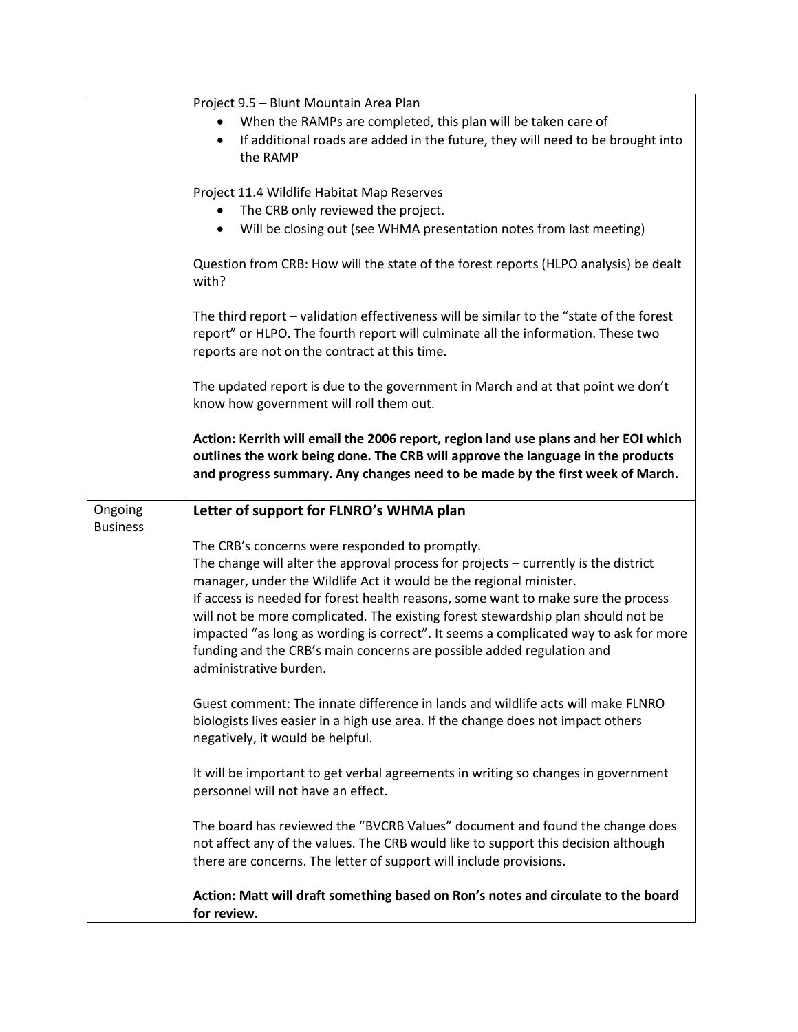| | |
|---|---|
| | Project 9.5 – Blunt Mountain Area Plan<br>• When the RAMPs are completed, this plan will be taken care of<br>• If additional roads are added in the future, they will need to be brought into the RAMP<br><br>Project 11.4 Wildlife Habitat Map Reserves<br>• The CRB only reviewed the project.<br>• Will be closing out (see WHMA presentation notes from last meeting)<br><br>Question from CRB: How will the state of the forest reports (HLPO analysis) be dealt with?<br><br>The third report – validation effectiveness will be similar to the "state of the forest report" or HLPO. The fourth report will culminate all the information. These two reports are not on the contract at this time.<br><br>The updated report is due to the government in March and at that point we don't know how government will roll them out.<br><br>**Action: Kerrith will email the 2006 report, region land use plans and her EOI which outlines the work being done. The CRB will approve the language in the products and progress summary. Any changes need to be made by the first week of March.** |
| Ongoing Business | **Letter of support for FLNRO's WHMA plan**<br><br>The CRB's concerns were responded to promptly.<br>The change will alter the approval process for projects – currently is the district manager, under the Wildlife Act it would be the regional minister.<br>If access is needed for forest health reasons, some want to make sure the process will not be more complicated. The existing forest stewardship plan should not be impacted "as long as wording is correct". It seems a complicated way to ask for more funding and the CRB's main concerns are possible added regulation and administrative burden.<br><br>Guest comment: The innate difference in lands and wildlife acts will make FLNRO biologists lives easier in a high use area. If the change does not impact others negatively, it would be helpful.<br><br>It will be important to get verbal agreements in writing so changes in government personnel will not have an effect.<br><br>The board has reviewed the "BVCRB Values" document and found the change does not affect any of the values. The CRB would like to support this decision although there are concerns. The letter of support will include provisions.<br><br>**Action: Matt will draft something based on Ron's notes and circulate to the board for review.** |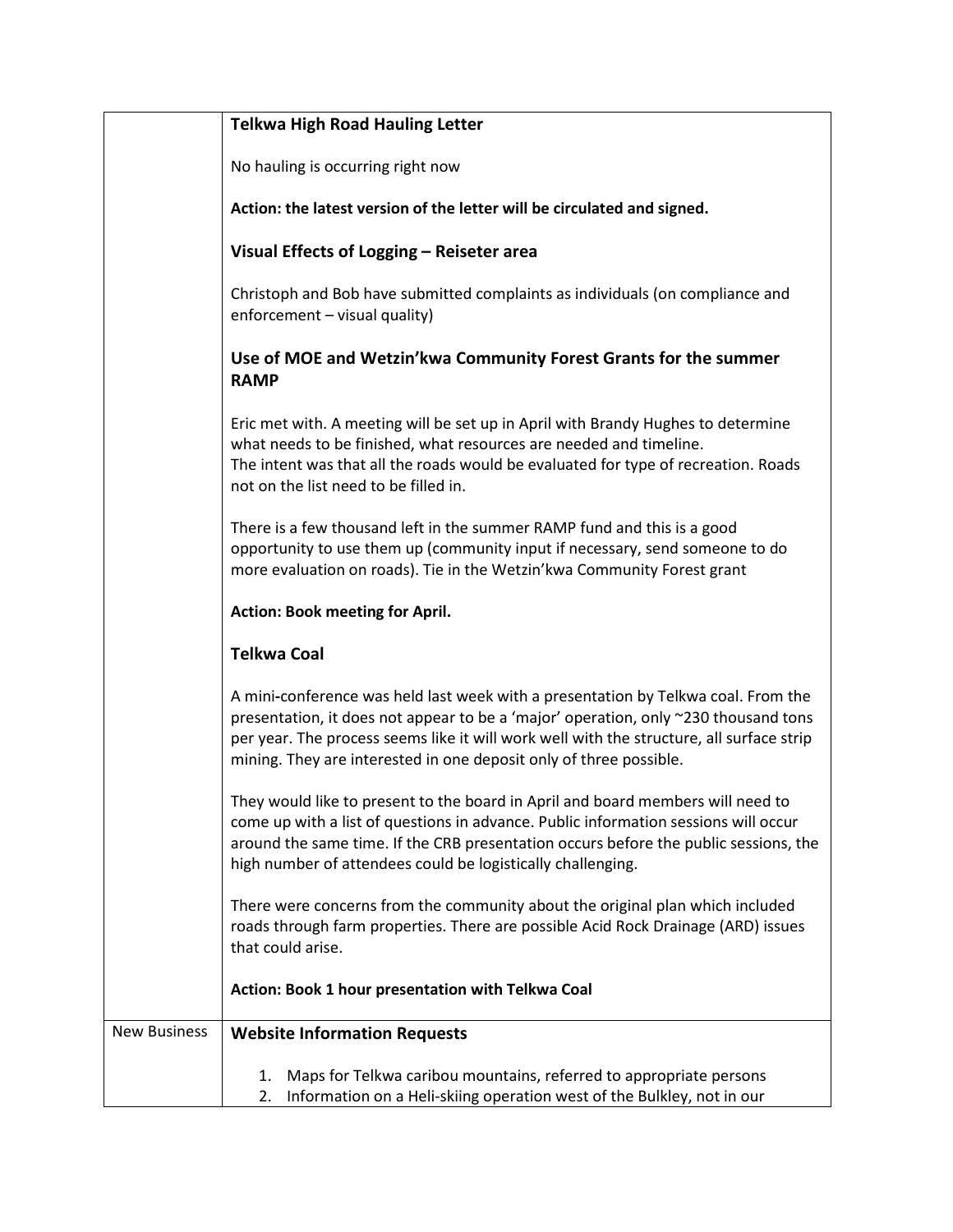| | |
|---|---|
| | **Telkwa High Road Hauling Letter**<br><br>No hauling is occurring right now<br><br>**Action: the latest version of the letter will be circulated and signed.**<br><br>**Visual Effects of Logging – Reiseter area**<br><br>Christoph and Bob have submitted complaints as individuals (on compliance and enforcement – visual quality)<br><br>**Use of MOE and Wetzin'kwa Community Forest Grants for the summer RAMP**<br><br>Eric met with. A meeting will be set up in April with Brandy Hughes to determine what needs to be finished, what resources are needed and timeline.<br>The intent was that all the roads would be evaluated for type of recreation. Roads not on the list need to be filled in.<br><br>There is a few thousand left in the summer RAMP fund and this is a good opportunity to use them up (community input if necessary, send someone to do more evaluation on roads). Tie in the Wetzin'kwa Community Forest grant<br><br>**Action: Book meeting for April.**<br><br>**Telkwa Coal**<br><br>A mini-conference was held last week with a presentation by Telkwa coal. From the presentation, it does not appear to be a 'major' operation, only ~230 thousand tons per year. The process seems like it will work well with the structure, all surface strip mining. They are interested in one deposit only of three possible.<br><br>They would like to present to the board in April and board members will need to come up with a list of questions in advance. Public information sessions will occur around the same time. If the CRB presentation occurs before the public sessions, the high number of attendees could be logistically challenging.<br><br>There were concerns from the community about the original plan which included roads through farm properties. There are possible Acid Rock Drainage (ARD) issues that could arise.<br><br>**Action: Book 1 hour presentation with Telkwa Coal** |
| New Business | **Website Information Requests**<br><br>1. Maps for Telkwa caribou mountains, referred to appropriate persons<br>2. Information on a Heli-skiing operation west of the Bulkley, not in our |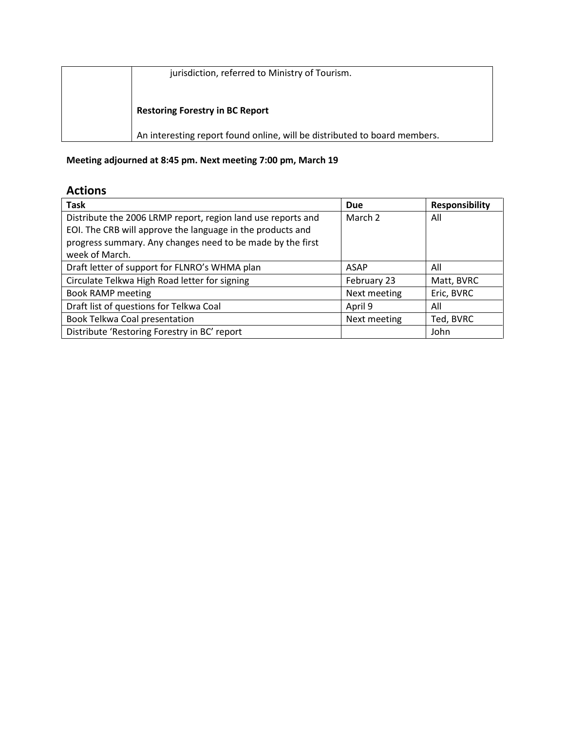| | |
|---|---|
| | jurisdiction, referred to Ministry of Tourism.<br><br>**Restoring Forestry in BC Report**<br><br>An interesting report found online, will be distributed to board members. |

**Meeting adjourned at 8:45 pm. Next meeting 7:00 pm, March 19**

## Actions

| Task | Due | Responsibility |
|---|---|---|
| Distribute the 2006 LRMP report, region land use reports and EOI. The CRB will approve the language in the products and progress summary. Any changes need to be made by the first week of March. | March 2 | All |
| Draft letter of support for FLNRO's WHMA plan | ASAP | All |
| Circulate Telkwa High Road letter for signing | February 23 | Matt, BVRC |
| Book RAMP meeting | Next meeting | Eric, BVRC |
| Draft list of questions for Telkwa Coal | April 9 | All |
| Book Telkwa Coal presentation | Next meeting | Ted, BVRC |
| Distribute 'Restoring Forestry in BC' report | | John |